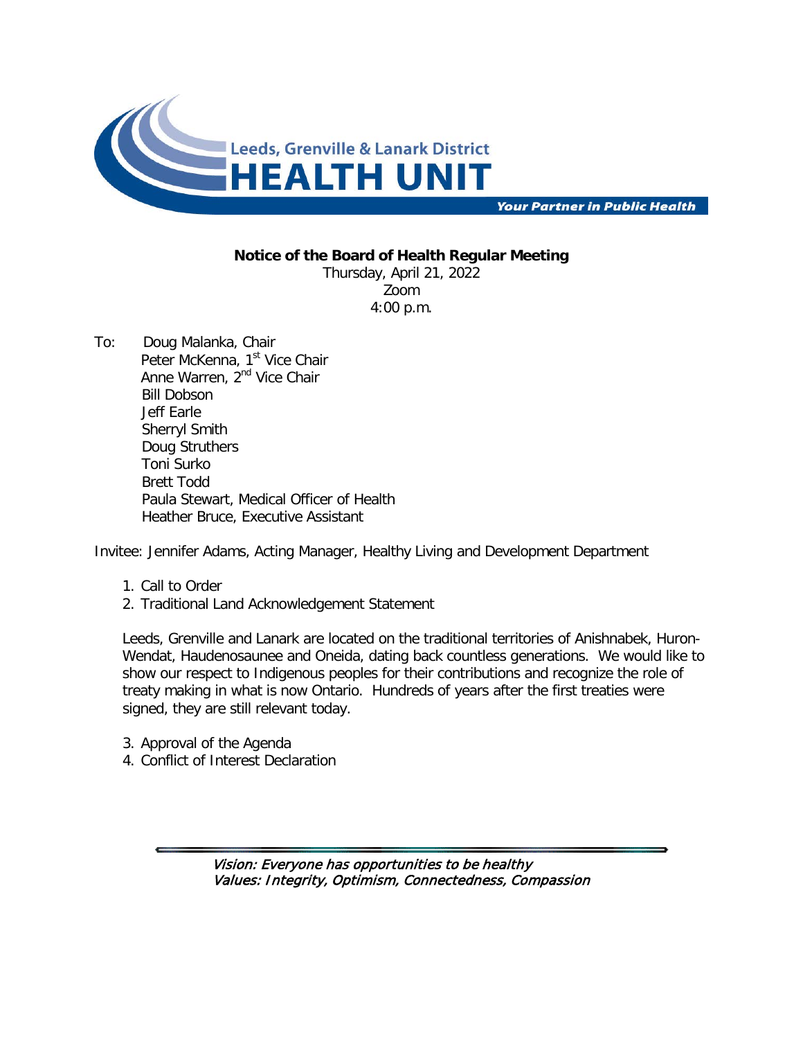Leeds, Grenville & Lanark District
**HEALTH UNIT**
*Your Partner in Public Health*

**Notice of the Board of Health Regular Meeting**

Thursday, April 21, 2022
Zoom
4:00 p.m.

To: Doug Malanka, Chair
Peter McKenna, 1st Vice Chair
Anne Warren, 2nd Vice Chair
Bill Dobson
Jeff Earle
Sherryl Smith
Doug Struthers
Toni Surko
Brett Todd
Paula Stewart, Medical Officer of Health
Heather Bruce, Executive Assistant

Invitee: Jennifer Adams, Acting Manager, Healthy Living and Development Department

1. Call to Order
2. Traditional Land Acknowledgement Statement

Leeds, Grenville and Lanark are located on the traditional territories of Anishnabek, Huron-Wendat, Haudenosaunee and Oneida, dating back countless generations. We would like to show our respect to Indigenous peoples for their contributions and recognize the role of treaty making in what is now Ontario. Hundreds of years after the first treaties were signed, they are still relevant today.

3. Approval of the Agenda
4. Conflict of Interest Declaration

*Vision: Everyone has opportunities to be healthy*
*Values: Integrity, Optimism, Connectedness, Compassion*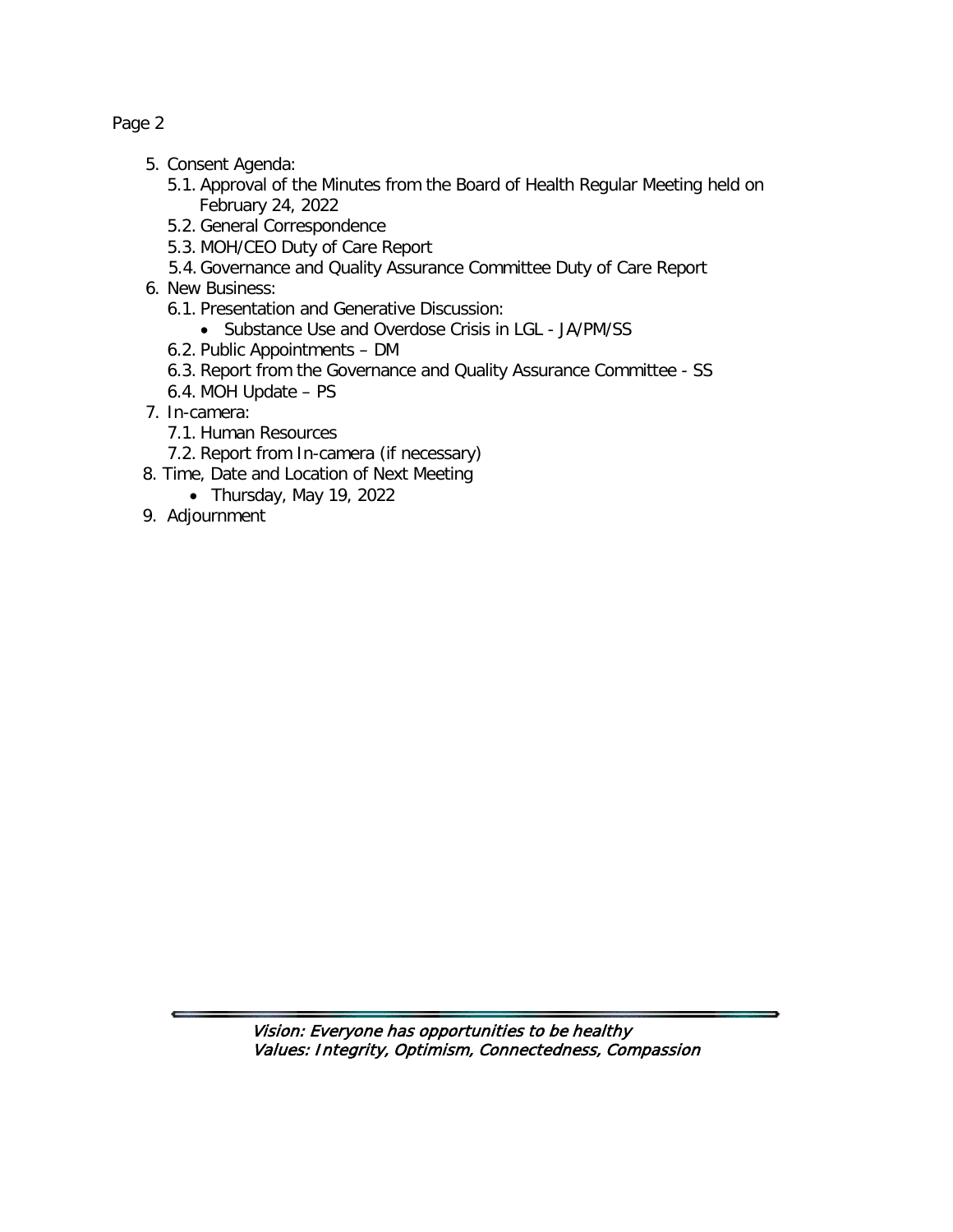5. Consent Agenda:
   - 5.1. Approval of the Minutes from the Board of Health Regular Meeting held on February 24, 2022
   - 5.2. General Correspondence
   - 5.3. MOH/CEO Duty of Care Report
   - 5.4. Governance and Quality Assurance Committee Duty of Care Report
6. New Business:
   - 6.1. Presentation and Generative Discussion:
     - Substance Use and Overdose Crisis in LGL - JA/PM/SS
   - 6.2. Public Appointments – DM
   - 6.3. Report from the Governance and Quality Assurance Committee - SS
   - 6.4. MOH Update – PS
7. In-camera:
   - 7.1. Human Resources
   - 7.2. Report from In-camera (if necessary)
8. Time, Date and Location of Next Meeting
   - Thursday, May 19, 2022
9. Adjournment

*Vision: Everyone has opportunities to be healthy*
*Values: Integrity, Optimism, Connectedness, Compassion*